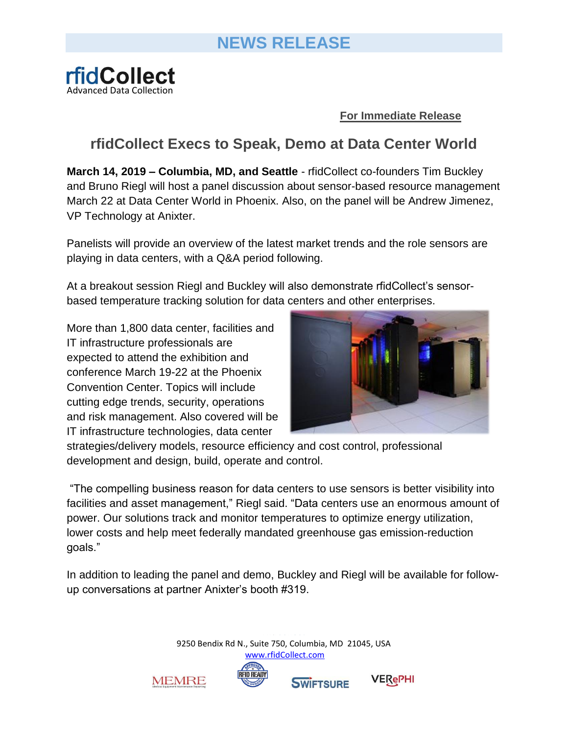# NEWS RELEASE

**rfidCollect**
Advanced Data Collection

**For Immediate Release**

## rfidCollect Execs to Speak, Demo at Data Center World

**March 14, 2019 – Columbia, MD, and Seattle** - rfidCollect co-founders Tim Buckley and Bruno Riegl will host a panel discussion about sensor-based resource management March 22 at Data Center World in Phoenix. Also, on the panel will be Andrew Jimenez, VP Technology at Anixter.

Panelists will provide an overview of the latest market trends and the role sensors are playing in data centers, with a Q&A period following.

At a breakout session Riegl and Buckley will also demonstrate rfidCollect's sensor-based temperature tracking solution for data centers and other enterprises.

More than 1,800 data center, facilities and IT infrastructure professionals are expected to attend the exhibition and conference March 19-22 at the Phoenix Convention Center. Topics will include cutting edge trends, security, operations and risk management. Also covered will be IT infrastructure technologies, data center strategies/delivery models, resource efficiency and cost control, professional development and design, build, operate and control.

"The compelling business reason for data centers to use sensors is better visibility into facilities and asset management," Riegl said. "Data centers use an enormous amount of power. Our solutions track and monitor temperatures to optimize energy utilization, lower costs and help meet federally mandated greenhouse gas emission-reduction goals."

In addition to leading the panel and demo, Buckley and Riegl will be available for follow-up conversations at partner Anixter's booth #319.

9250 Bendix Rd N., Suite 750, Columbia, MD 21045, USA
www.rfidCollect.com

MEMRE | RFID READY | SWIFTSURE | VERePHI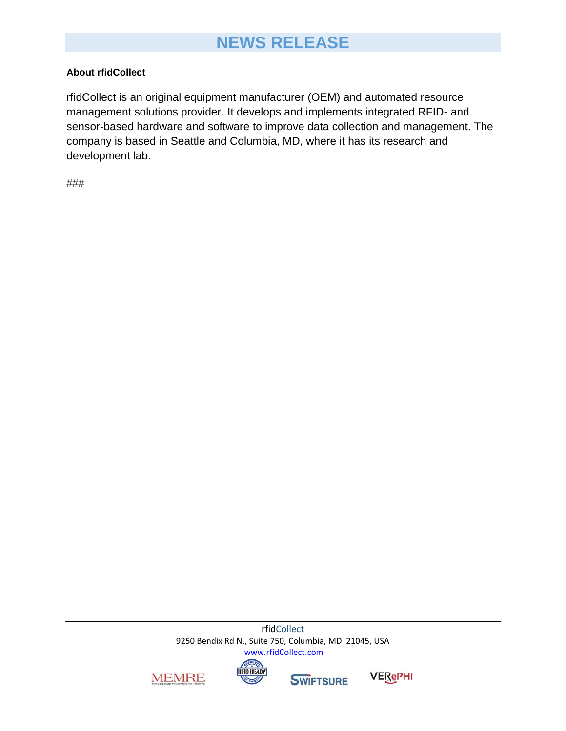# NEWS RELEASE

**About rfidCollect**

rfidCollect is an original equipment manufacturer (OEM) and automated resource management solutions provider. It develops and implements integrated RFID- and sensor-based hardware and software to improve data collection and management. The company is based in Seattle and Columbia, MD, where it has its research and development lab.

###

rfidCollect
9250 Bendix Rd N., Suite 750, Columbia, MD 21045, USA
www.rfidCollect.com